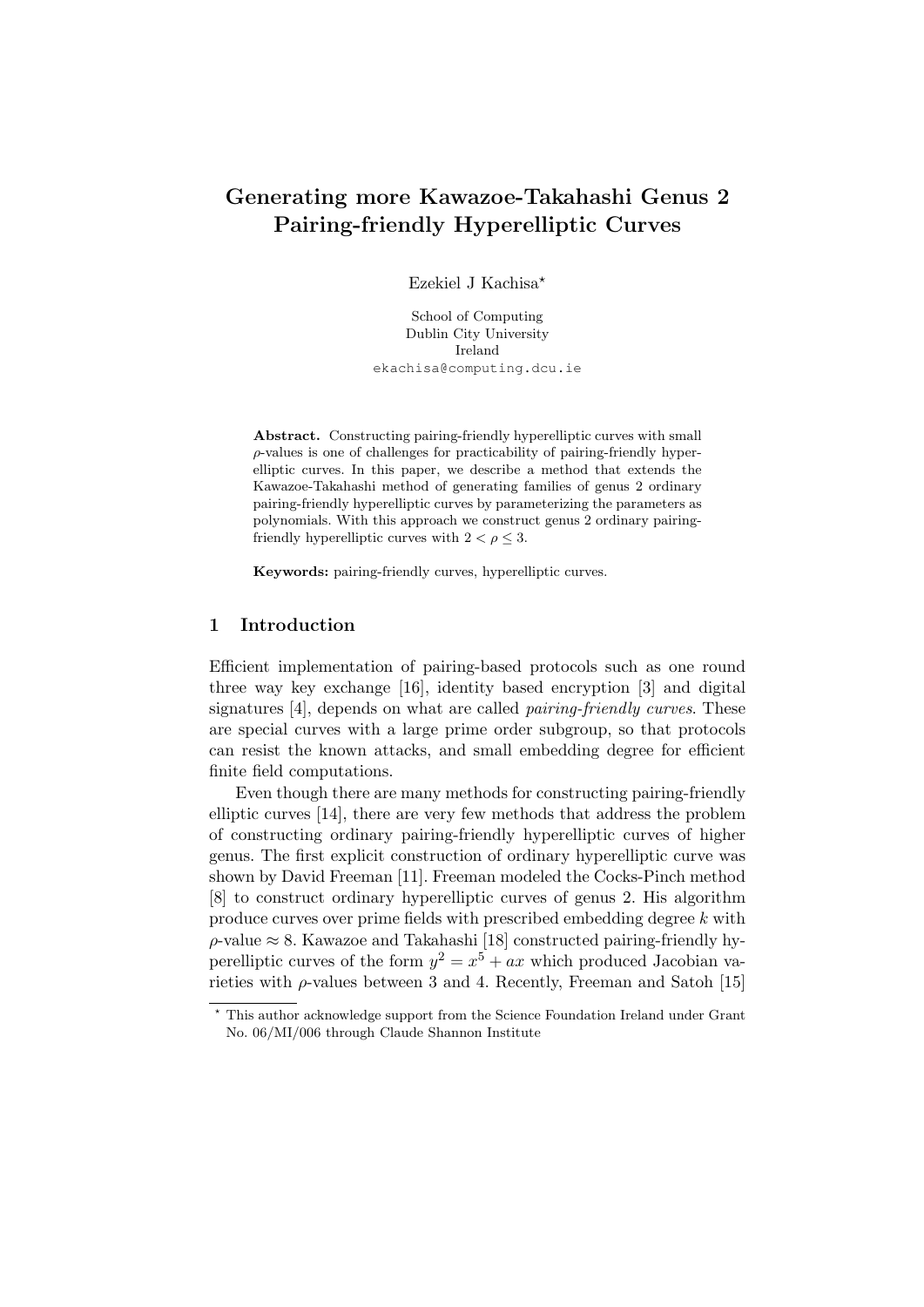# Generating more Kawazoe-Takahashi Genus 2 Pairing-friendly Hyperelliptic Curves

Ezekiel J Kachisa*

School of Computing
Dublin City University
Ireland
ekachisa@computing.dcu.ie

**Abstract.** Constructing pairing-friendly hyperelliptic curves with small $\rho$-values is one of challenges for practicability of pairing-friendly hyperelliptic curves. In this paper, we describe a method that extends the Kawazoe-Takahashi method of generating families of genus 2 ordinary pairing-friendly hyperelliptic curves by parameterizing the parameters as polynomials. With this approach we construct genus 2 ordinary pairing-friendly hyperelliptic curves with $2 < \rho \leq 3$.

**Keywords:** pairing-friendly curves, hyperelliptic curves.

## 1 Introduction

Efficient implementation of pairing-based protocols such as one round three way key exchange [16], identity based encryption [3] and digital signatures [4], depends on what are called *pairing-friendly curves*. These are special curves with a large prime order subgroup, so that protocols can resist the known attacks, and small embedding degree for efficient finite field computations.

Even though there are many methods for constructing pairing-friendly elliptic curves [14], there are very few methods that address the problem of constructing ordinary pairing-friendly hyperelliptic curves of higher genus. The first explicit construction of ordinary hyperelliptic curve was shown by David Freeman [11]. Freeman modeled the Cocks-Pinch method [8] to construct ordinary hyperelliptic curves of genus 2. His algorithm produce curves over prime fields with prescribed embedding degree $k$ with $\rho$-value $\approx 8$. Kawazoe and Takahashi [18] constructed pairing-friendly hyperelliptic curves of the form $y^2 = x^5 + ax$ which produced Jacobian varieties with $\rho$-values between 3 and 4. Recently, Freeman and Satoh [15]

---

* This author acknowledge support from the Science Foundation Ireland under Grant No. 06/MI/006 through Claude Shannon Institute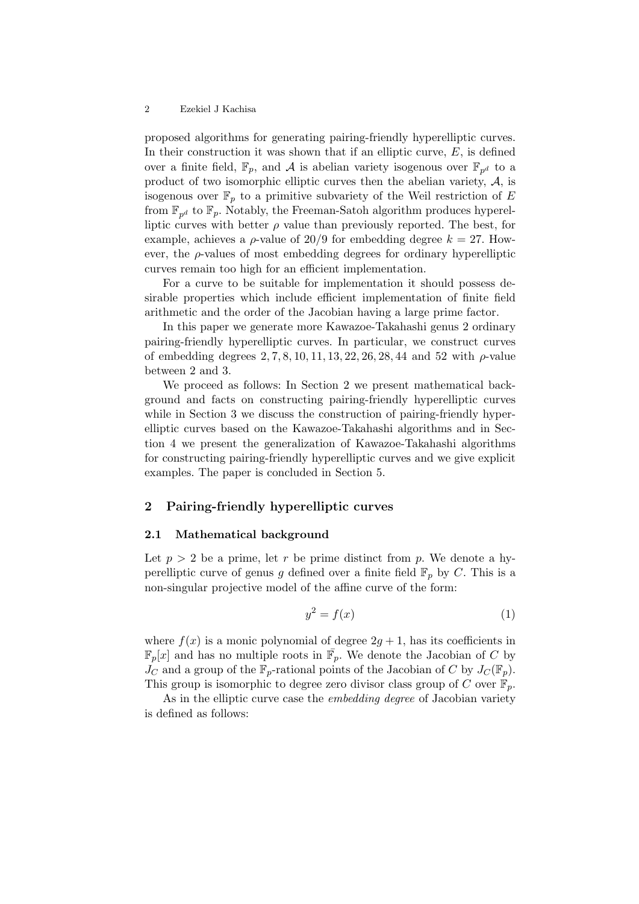proposed algorithms for generating pairing-friendly hyperelliptic curves. In their construction it was shown that if an elliptic curve, $E$, is defined over a finite field, $\mathbb{F}_p$, and $\mathcal{A}$ is abelian variety isogenous over $\mathbb{F}_{p^d}$ to a product of two isomorphic elliptic curves then the abelian variety, $\mathcal{A}$, is isogenous over $\mathbb{F}_p$ to a primitive subvariety of the Weil restriction of $E$ from $\mathbb{F}_{p^d}$ to $\mathbb{F}_p$. Notably, the Freeman-Satoh algorithm produces hyperelliptic curves with better $\rho$ value than previously reported. The best, for example, achieves a $\rho$-value of $20/9$ for embedding degree $k = 27$. However, the $\rho$-values of most embedding degrees for ordinary hyperelliptic curves remain too high for an efficient implementation.

For a curve to be suitable for implementation it should possess desirable properties which include efficient implementation of finite field arithmetic and the order of the Jacobian having a large prime factor.

In this paper we generate more Kawazoe-Takahashi genus 2 ordinary pairing-friendly hyperelliptic curves. In particular, we construct curves of embedding degrees $2, 7, 8, 10, 11, 13, 22, 26, 28, 44$ and $52$ with $\rho$-value between 2 and 3.

We proceed as follows: In Section 2 we present mathematical background and facts on constructing pairing-friendly hyperelliptic curves while in Section 3 we discuss the construction of pairing-friendly hyperelliptic curves based on the Kawazoe-Takahashi algorithms and in Section 4 we present the generalization of Kawazoe-Takahashi algorithms for constructing pairing-friendly hyperelliptic curves and we give explicit examples. The paper is concluded in Section 5.

## 2 Pairing-friendly hyperelliptic curves

### 2.1 Mathematical background

Let $p > 2$ be a prime, let $r$ be prime distinct from $p$. We denote a hyperelliptic curve of genus $g$ defined over a finite field $\mathbb{F}_p$ by $C$. This is a non-singular projective model of the affine curve of the form:

$$y^2 = f(x) \tag{1}$$

where $f(x)$ is a monic polynomial of degree $2g + 1$, has its coefficients in $\mathbb{F}_p[x]$ and has no multiple roots in $\bar{\mathbb{F}}_p$. We denote the Jacobian of $C$ by $J_C$ and a group of the $\mathbb{F}_p$-rational points of the Jacobian of $C$ by $J_C(\mathbb{F}_p)$. This group is isomorphic to degree zero divisor class group of $C$ over $\mathbb{F}_p$.

As in the elliptic curve case the *embedding degree* of Jacobian variety is defined as follows: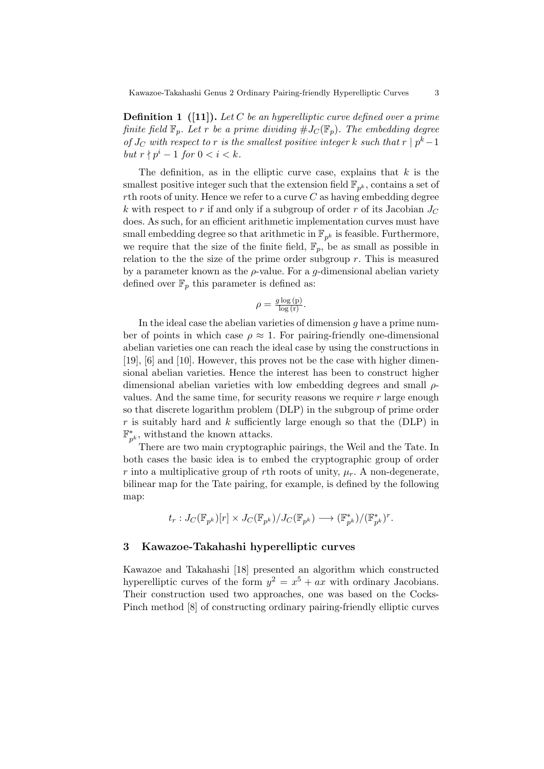**Definition 1 ([11]).** *Let $C$ be an hyperelliptic curve defined over a prime finite field $\mathbb{F}_p$. Let $r$ be a prime dividing $\#J_C(\mathbb{F}_p)$. The embedding degree of $J_C$ with respect to $r$ is the smallest positive integer $k$ such that $r \mid p^k - 1$ but $r \nmid p^i - 1$ for $0 < i < k$.*

The definition, as in the elliptic curve case, explains that $k$ is the smallest positive integer such that the extension field $\mathbb{F}_{p^k}$, contains a set of $r$th roots of unity. Hence we refer to a curve $C$ as having embedding degree $k$ with respect to $r$ if and only if a subgroup of order $r$ of its Jacobian $J_C$ does. As such, for an efficient arithmetic implementation curves must have small embedding degree so that arithmetic in $\mathbb{F}_{p^k}$ is feasible. Furthermore, we require that the size of the finite field, $\mathbb{F}_p$, be as small as possible in relation to the the size of the prime order subgroup $r$. This is measured by a parameter known as the $\rho$-value. For a $g$-dimensional abelian variety defined over $\mathbb{F}_p$ this parameter is defined as:

$$\rho = \frac{g \log(\mathrm{p})}{\log(\mathrm{r})}.$$

In the ideal case the abelian varieties of dimension $g$ have a prime number of points in which case $\rho \approx 1$. For pairing-friendly one-dimensional abelian varieties one can reach the ideal case by using the constructions in [19], [6] and [10]. However, this proves not be the case with higher dimensional abelian varieties. Hence the interest has been to construct higher dimensional abelian varieties with low embedding degrees and small $\rho$-values. And the same time, for security reasons we require $r$ large enough so that discrete logarithm problem (DLP) in the subgroup of prime order $r$ is suitably hard and $k$ sufficiently large enough so that the (DLP) in $\mathbb{F}^*_{p^k}$, withstand the known attacks.

There are two main cryptographic pairings, the Weil and the Tate. In both cases the basic idea is to embed the cryptographic group of order $r$ into a multiplicative group of $r$th roots of unity, $\mu_r$. A non-degenerate, bilinear map for the Tate pairing, for example, is defined by the following map:

$$t_r : J_C(\mathbb{F}_{p^k})[r] \times J_C(\mathbb{F}_{p^k})/J_C(\mathbb{F}_{p^k}) \longrightarrow (\mathbb{F}^*_{p^k})/(\mathbb{F}^*_{p^k})^r.$$

## 3 Kawazoe-Takahashi hyperelliptic curves

Kawazoe and Takahashi [18] presented an algorithm which constructed hyperelliptic curves of the form $y^2 = x^5 + ax$ with ordinary Jacobians. Their construction used two approaches, one was based on the Cocks-Pinch method [8] of constructing ordinary pairing-friendly elliptic curves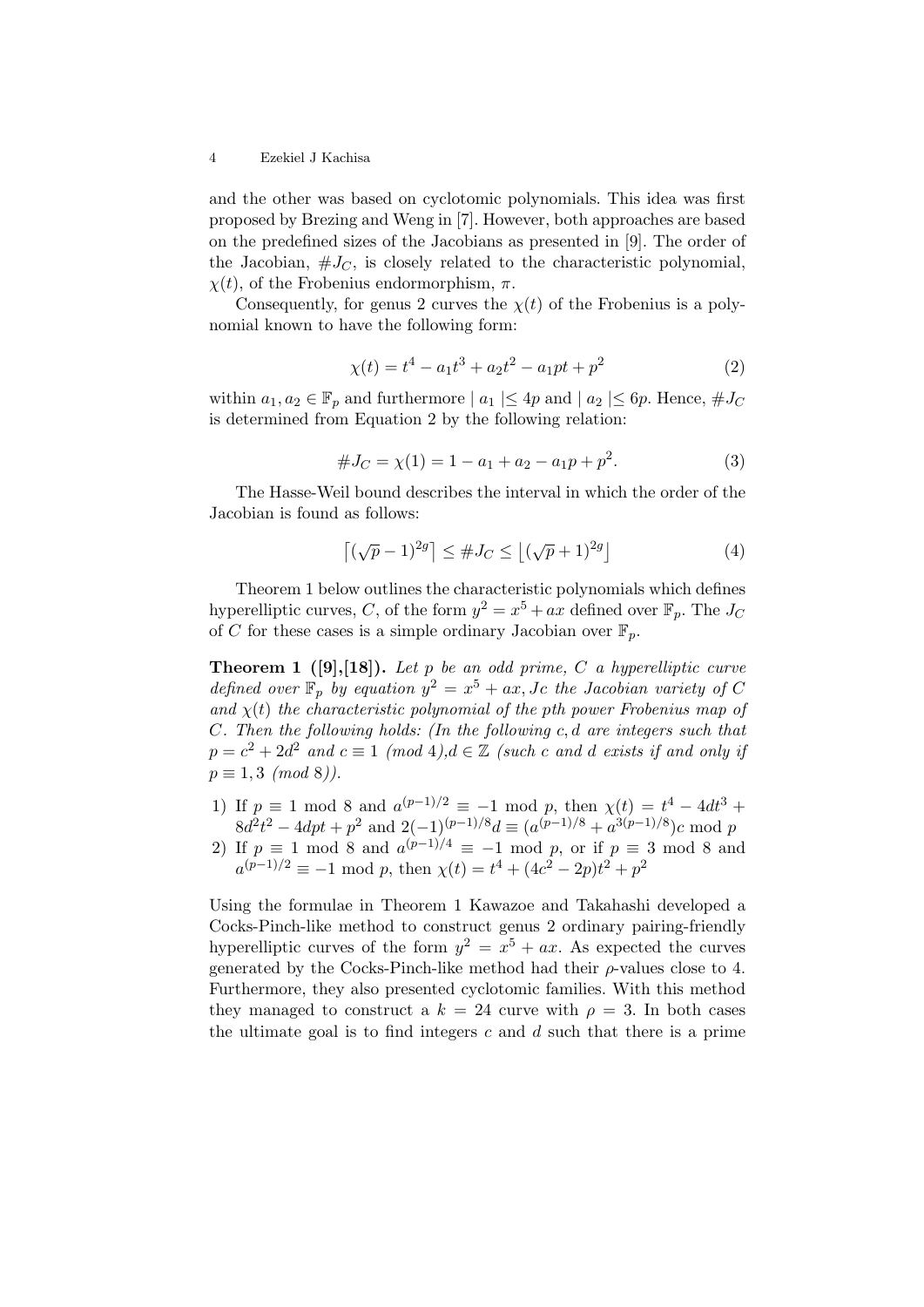and the other was based on cyclotomic polynomials. This idea was first proposed by Brezing and Weng in [7]. However, both approaches are based on the predefined sizes of the Jacobians as presented in [9]. The order of the Jacobian, $\#J_C$, is closely related to the characteristic polynomial, $\chi(t)$, of the Frobenius endormorphism, $\pi$.

Consequently, for genus 2 curves the $\chi(t)$ of the Frobenius is a polynomial known to have the following form:

$$\chi(t) = t^4 - a_1 t^3 + a_2 t^2 - a_1 p t + p^2 \tag{2}$$

within $a_1, a_2 \in \mathbb{F}_p$ and furthermore $\mid a_1 \mid \leq 4p$ and $\mid a_2 \mid \leq 6p$. Hence, $\#J_C$ is determined from Equation 2 by the following relation:

$$\#J_C = \chi(1) = 1 - a_1 + a_2 - a_1 p + p^2. \tag{3}$$

The Hasse-Weil bound describes the interval in which the order of the Jacobian is found as follows:

$$\lceil (\sqrt{p} - 1)^{2g} \rceil \leq \#J_C \leq \lfloor (\sqrt{p} + 1)^{2g} \rfloor \tag{4}$$

Theorem 1 below outlines the characteristic polynomials which defines hyperelliptic curves, $C$, of the form $y^2 = x^5 + ax$ defined over $\mathbb{F}_p$. The $J_C$ of $C$ for these cases is a simple ordinary Jacobian over $\mathbb{F}_p$.

**Theorem 1 ([9],[18]).** *Let $p$ be an odd prime, $C$ a hyperelliptic curve defined over $\mathbb{F}_p$ by equation $y^2 = x^5 + ax, Jc$ the Jacobian variety of $C$ and $\chi(t)$ the characteristic polynomial of the $p$th power Frobenius map of $C$. Then the following holds: (In the following $c, d$ are integers such that $p = c^2 + 2d^2$ and $c \equiv 1$ (mod 4),$d \in \mathbb{Z}$ (such $c$ and $d$ exists if and only if $p \equiv 1, 3$ (mod 8)).*

1) If $p \equiv 1 \bmod 8$ and $a^{(p-1)/2} \equiv -1 \bmod p$, then $\chi(t) = t^4 - 4dt^3 + 8d^2t^2 - 4dpt + p^2$ and $2(-1)^{(p-1)/8}d \equiv (a^{(p-1)/8} + a^{3(p-1)/8})c \bmod p$
2) If $p \equiv 1 \bmod 8$ and $a^{(p-1)/4} \equiv -1 \bmod p$, or if $p \equiv 3 \bmod 8$ and $a^{(p-1)/2} \equiv -1 \bmod p$, then $\chi(t) = t^4 + (4c^2 - 2p)t^2 + p^2$

Using the formulae in Theorem 1 Kawazoe and Takahashi developed a Cocks-Pinch-like method to construct genus 2 ordinary pairing-friendly hyperelliptic curves of the form $y^2 = x^5 + ax$. As expected the curves generated by the Cocks-Pinch-like method had their $\rho$-values close to 4. Furthermore, they also presented cyclotomic families. With this method they managed to construct a $k = 24$ curve with $\rho = 3$. In both cases the ultimate goal is to find integers $c$ and $d$ such that there is a prime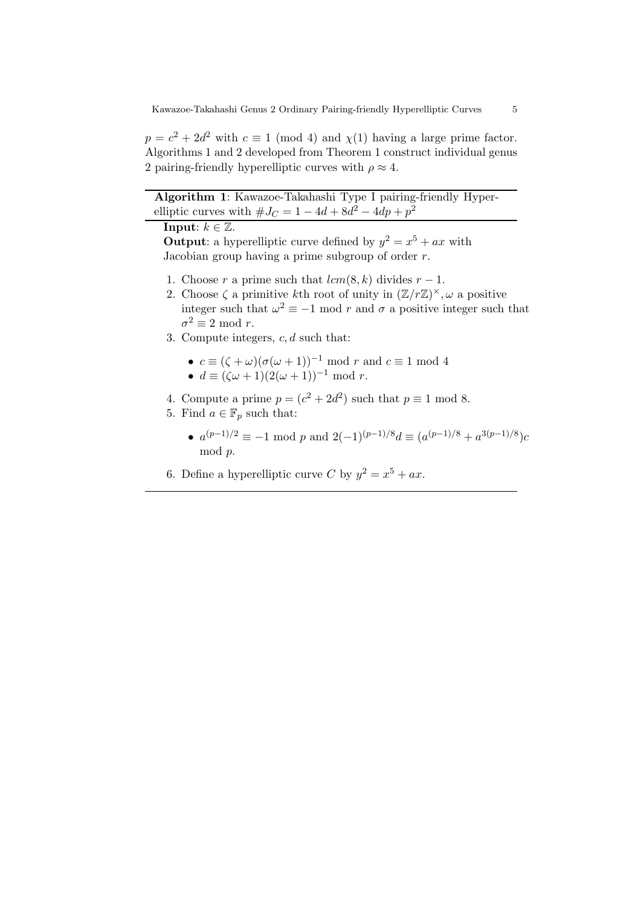$p = c^2 + 2d^2$ with $c \equiv 1 \pmod 4$ and $\chi(1)$ having a large prime factor. Algorithms 1 and 2 developed from Theorem 1 construct individual genus 2 pairing-friendly hyperelliptic curves with $\rho \approx 4$.

---

**Algorithm 1**: Kawazoe-Takahashi Type I pairing-friendly Hyperelliptic curves with $\#J_C = 1 - 4d + 8d^2 - 4dp + p^2$

---

**Input**: $k \in \mathbb{Z}$.

**Output**: a hyperelliptic curve defined by $y^2 = x^5 + ax$ with Jacobian group having a prime subgroup of order $r$.

1. Choose $r$ a prime such that $lcm(8, k)$ divides $r - 1$.
2. Choose $\zeta$ a primitive $k$th root of unity in $(\mathbb{Z}/r\mathbb{Z})^\times, \omega$ a positive integer such that $\omega^2 \equiv -1 \bmod r$ and $\sigma$ a positive integer such that $\sigma^2 \equiv 2 \bmod r$.
3. Compute integers, $c, d$ such that:
   - $c \equiv (\zeta + \omega)(\sigma(\omega + 1))^{-1} \bmod r$ and $c \equiv 1 \bmod 4$
   - $d \equiv (\zeta\omega + 1)(2(\omega + 1))^{-1} \bmod r$.
4. Compute a prime $p = (c^2 + 2d^2)$ such that $p \equiv 1 \bmod 8$.
5. Find $a \in \mathbb{F}_p$ such that:
   - $a^{(p-1)/2} \equiv -1 \bmod p$ and $2(-1)^{(p-1)/8}d \equiv (a^{(p-1)/8} + a^{3(p-1)/8})c \bmod p$.
6. Define a hyperelliptic curve $C$ by $y^2 = x^5 + ax$.

---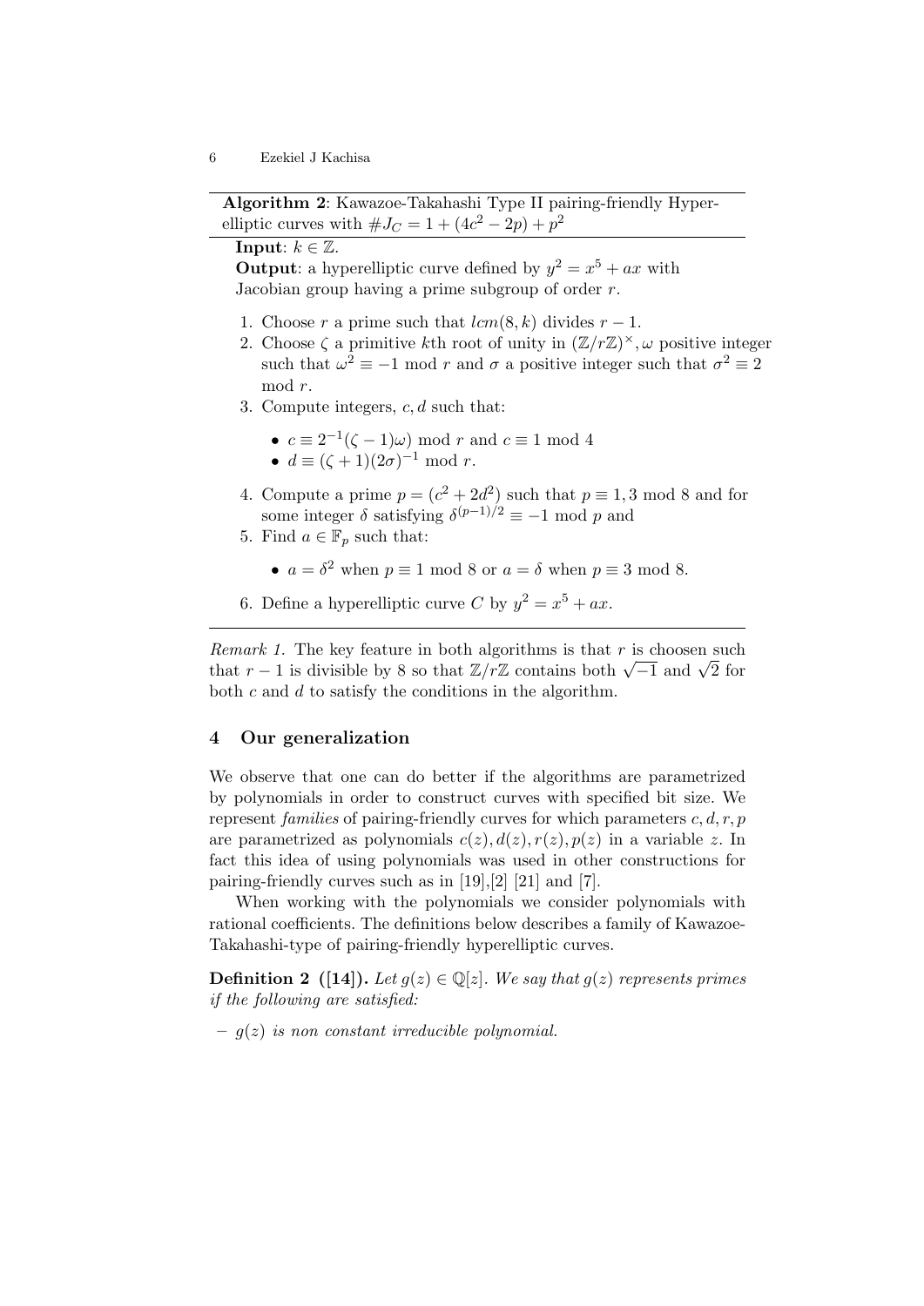**Algorithm 2**: Kawazoe-Takahashi Type II pairing-friendly Hyperelliptic curves with $\#J_C = 1 + (4c^2 - 2p) + p^2$

**Input**: $k \in \mathbb{Z}$.
**Output**: a hyperelliptic curve defined by $y^2 = x^5 + ax$ with Jacobian group having a prime subgroup of order $r$.

1. Choose $r$ a prime such that $lcm(8, k)$ divides $r - 1$.
2. Choose $\zeta$ a primitive $k$th root of unity in $(\mathbb{Z}/r\mathbb{Z})^{\times}, \omega$ positive integer such that $\omega^2 \equiv -1 \bmod r$ and $\sigma$ a positive integer such that $\sigma^2 \equiv 2 \bmod r$.
3. Compute integers, $c, d$ such that:
   - $c \equiv 2^{-1}(\zeta - 1)\omega) \bmod r$ and $c \equiv 1 \bmod 4$
   - $d \equiv (\zeta + 1)(2\sigma)^{-1} \bmod r$.
4. Compute a prime $p = (c^2 + 2d^2)$ such that $p \equiv 1, 3 \bmod 8$ and for some integer $\delta$ satisfying $\delta^{(p-1)/2} \equiv -1 \bmod p$ and
5. Find $a \in \mathbb{F}_p$ such that:
   - $a = \delta^2$ when $p \equiv 1 \bmod 8$ or $a = \delta$ when $p \equiv 3 \bmod 8$.
6. Define a hyperelliptic curve $C$ by $y^2 = x^5 + ax$.

*Remark 1.* The key feature in both algorithms is that $r$ is choosen such that $r - 1$ is divisible by 8 so that $\mathbb{Z}/r\mathbb{Z}$ contains both $\sqrt{-1}$ and $\sqrt{2}$ for both $c$ and $d$ to satisfy the conditions in the algorithm.

## 4 Our generalization

We observe that one can do better if the algorithms are parametrized by polynomials in order to construct curves with specified bit size. We represent *families* of pairing-friendly curves for which parameters $c, d, r, p$ are parametrized as polynomials $c(z), d(z), r(z), p(z)$ in a variable $z$. In fact this idea of using polynomials was used in other constructions for pairing-friendly curves such as in [19],[2] [21] and [7].

When working with the polynomials we consider polynomials with rational coefficients. The definitions below describes a family of Kawazoe-Takahashi-type of pairing-friendly hyperelliptic curves.

**Definition 2 ([14]).** *Let $g(z) \in \mathbb{Q}[z]$. We say that $g(z)$ represents primes if the following are satisfied:*

- *$g(z)$ is non constant irreducible polynomial.*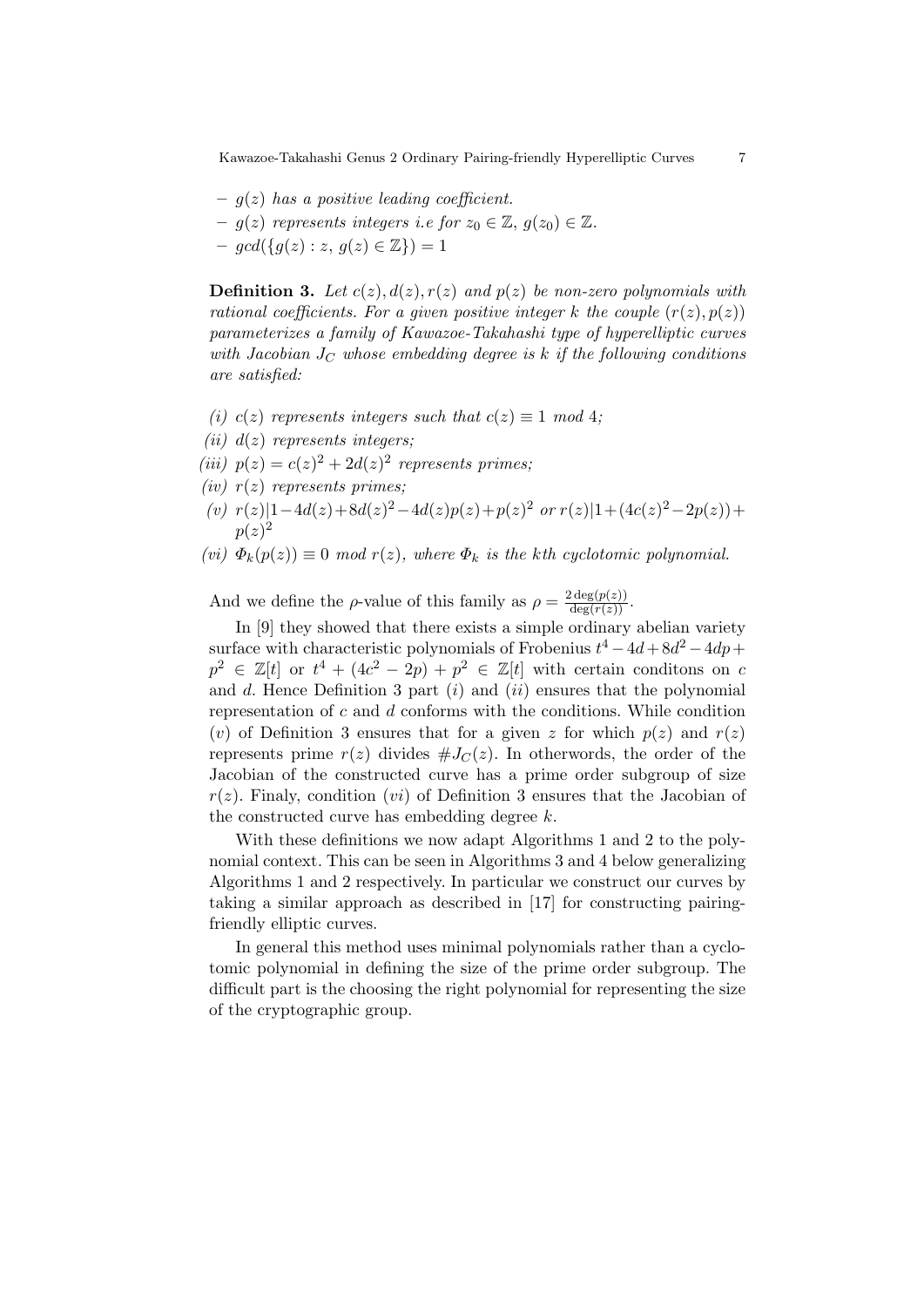- $g(z)$ *has a positive leading coefficient.*
- $g(z)$ *represents integers i.e for* $z_0 \in \mathbb{Z}$, $g(z_0) \in \mathbb{Z}$.
- $gcd(\{g(z) : z,\, g(z) \in \mathbb{Z}\}) = 1$

**Definition 3.** *Let* $c(z), d(z), r(z)$ *and* $p(z)$ *be non-zero polynomials with rational coefficients. For a given positive integer* $k$ *the couple* $(r(z), p(z))$ *parameterizes a family of Kawazoe-Takahashi type of hyperelliptic curves with Jacobian* $J_C$ *whose embedding degree is* $k$ *if the following conditions are satisfied:*

*(i)* $c(z)$ *represents integers such that* $c(z) \equiv 1 \bmod 4$;
*(ii)* $d(z)$ *represents integers;*
*(iii)* $p(z) = c(z)^2 + 2d(z)^2$ *represents primes;*
*(iv)* $r(z)$ *represents primes;*
*(v)* $r(z) | 1 - 4d(z) + 8d(z)^2 - 4d(z)p(z) + p(z)^2$ *or* $r(z) | 1 + (4c(z)^2 - 2p(z)) + p(z)^2$
*(vi)* $\Phi_k(p(z)) \equiv 0 \bmod r(z)$*, where* $\Phi_k$ *is the kth cyclotomic polynomial.*

And we define the $\rho$-value of this family as $\rho = \frac{2\deg(p(z))}{\deg(r(z))}$.

In [9] they showed that there exists a simple ordinary abelian variety surface with characteristic polynomials of Frobenius $t^4 - 4d + 8d^2 - 4dp + p^2 \in \mathbb{Z}[t]$ or $t^4 + (4c^2 - 2p) + p^2 \in \mathbb{Z}[t]$ with certain conditons on $c$ and $d$. Hence Definition 3 part $(i)$ and $(ii)$ ensures that the polynomial representation of $c$ and $d$ conforms with the conditions. While condition $(v)$ of Definition 3 ensures that for a given $z$ for which $p(z)$ and $r(z)$ represents prime $r(z)$ divides $\#J_C(z)$. In otherwords, the order of the Jacobian of the constructed curve has a prime order subgroup of size $r(z)$. Finaly, condition $(vi)$ of Definition 3 ensures that the Jacobian of the constructed curve has embedding degree $k$.

With these definitions we now adapt Algorithms 1 and 2 to the polynomial context. This can be seen in Algorithms 3 and 4 below generalizing Algorithms 1 and 2 respectively. In particular we construct our curves by taking a similar approach as described in [17] for constructing pairing-friendly elliptic curves.

In general this method uses minimal polynomials rather than a cyclotomic polynomial in defining the size of the prime order subgroup. The difficult part is the choosing the right polynomial for representing the size of the cryptographic group.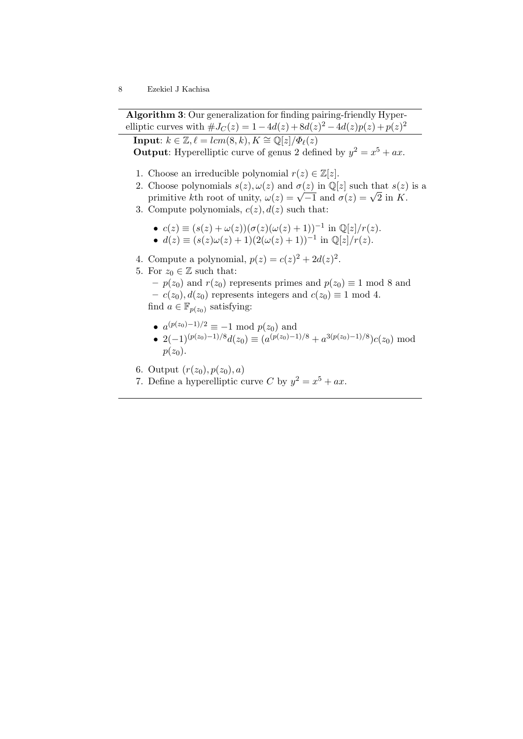**Algorithm 3**: Our generalization for finding pairing-friendly Hyperelliptic curves with $\#J_C(z) = 1 - 4d(z) + 8d(z)^2 - 4d(z)p(z) + p(z)^2$

**Input**: $k \in \mathbb{Z}, \ell = lcm(8, k), K \cong \mathbb{Q}[z]/\Phi_\ell(z)$

**Output**: Hyperelliptic curve of genus 2 defined by $y^2 = x^5 + ax$.

1. Choose an irreducible polynomial $r(z) \in \mathbb{Z}[z]$.
2. Choose polynomials $s(z), \omega(z)$ and $\sigma(z)$ in $\mathbb{Q}[z]$ such that $s(z)$ is a primitive $k$th root of unity, $\omega(z) = \sqrt{-1}$ and $\sigma(z) = \sqrt{2}$ in $K$.
3. Compute polynomials, $c(z), d(z)$ such that:
   - $c(z) \equiv (s(z) + \omega(z))(\sigma(z)(\omega(z) + 1))^{-1}$ in $\mathbb{Q}[z]/r(z)$.
   - $d(z) \equiv (s(z)\omega(z) + 1)(2(\omega(z) + 1))^{-1}$ in $\mathbb{Q}[z]/r(z)$.
4. Compute a polynomial, $p(z) = c(z)^2 + 2d(z)^2$.
5. For $z_0 \in \mathbb{Z}$ such that:
   - $p(z_0)$ and $r(z_0)$ represents primes and $p(z_0) \equiv 1 \bmod 8$ and
   - $c(z_0), d(z_0)$ represents integers and $c(z_0) \equiv 1 \bmod 4$.

   find $a \in \mathbb{F}_{p(z_0)}$ satisfying:
   - $a^{(p(z_0)-1)/2} \equiv -1 \bmod p(z_0)$ and
   - $2(-1)^{(p(z_0)-1)/8} d(z_0) \equiv (a^{(p(z_0)-1)/8} + a^{3(p(z_0)-1)/8}) c(z_0) \bmod p(z_0)$.
6. Output $(r(z_0), p(z_0), a)$
7. Define a hyperelliptic curve $C$ by $y^2 = x^5 + ax$.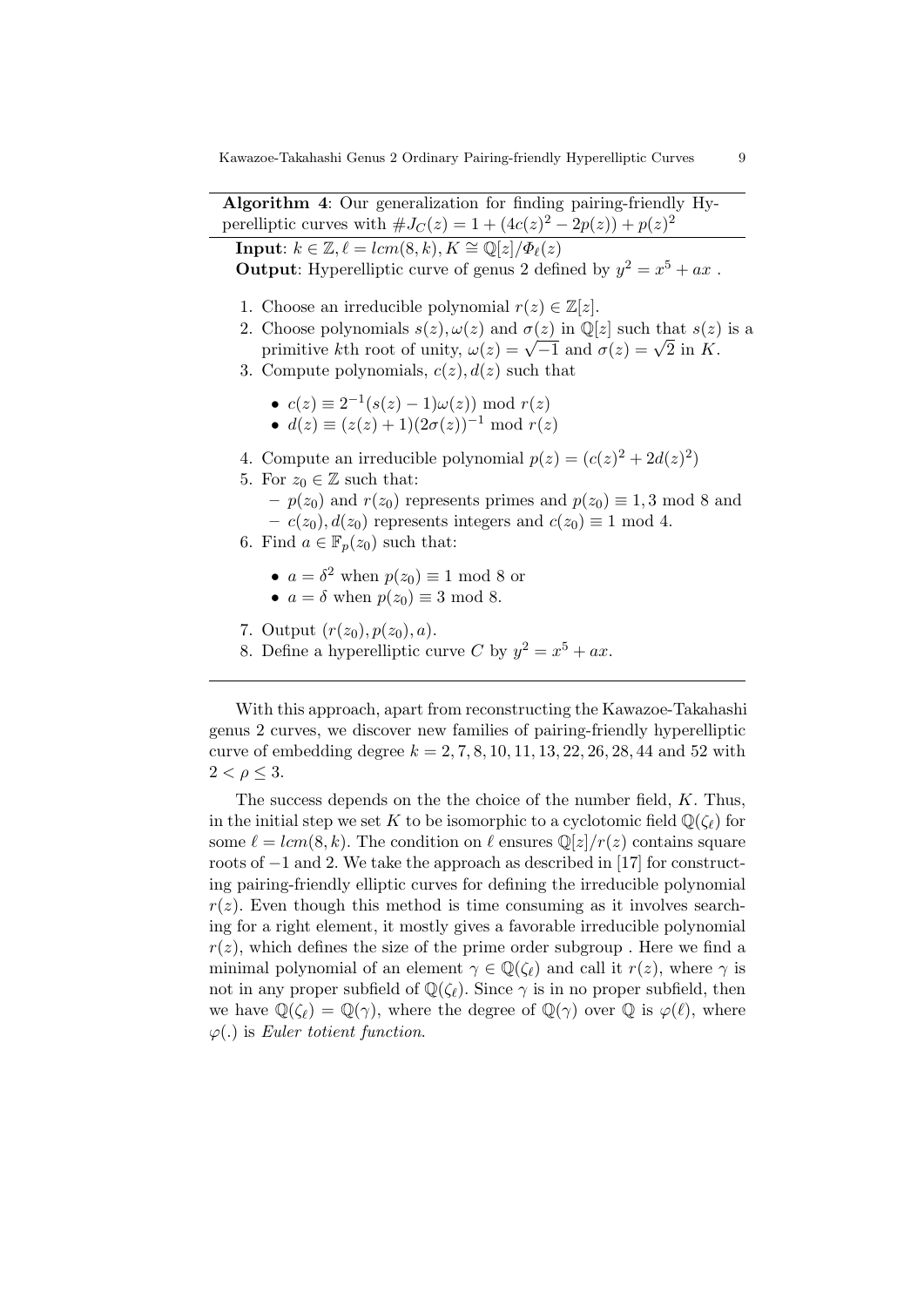**Algorithm 4**: Our generalization for finding pairing-friendly Hyperelliptic curves with $\#J_C(z) = 1 + (4c(z)^2 - 2p(z)) + p(z)^2$

**Input**: $k \in \mathbb{Z}, \ell = lcm(8, k), K \cong \mathbb{Q}[z]/\Phi_\ell(z)$
**Output**: Hyperelliptic curve of genus 2 defined by $y^2 = x^5 + ax$ .

1. Choose an irreducible polynomial $r(z) \in \mathbb{Z}[z]$.
2. Choose polynomials $s(z), \omega(z)$ and $\sigma(z)$ in $\mathbb{Q}[z]$ such that $s(z)$ is a primitive $k$th root of unity, $\omega(z) = \sqrt{-1}$ and $\sigma(z) = \sqrt{2}$ in $K$.
3. Compute polynomials, $c(z), d(z)$ such that
   - $c(z) \equiv 2^{-1}(s(z) - 1)\omega(z)) \bmod r(z)$
   - $d(z) \equiv (z(z) + 1)(2\sigma(z))^{-1} \bmod r(z)$
4. Compute an irreducible polynomial $p(z) = (c(z)^2 + 2d(z)^2)$
5. For $z_0 \in \mathbb{Z}$ such that:
   - $p(z_0)$ and $r(z_0)$ represents primes and $p(z_0) \equiv 1, 3 \bmod 8$ and
   - $c(z_0), d(z_0)$ represents integers and $c(z_0) \equiv 1 \bmod 4$.
6. Find $a \in \mathbb{F}_p(z_0)$ such that:
   - $a = \delta^2$ when $p(z_0) \equiv 1 \bmod 8$ or
   - $a = \delta$ when $p(z_0) \equiv 3 \bmod 8$.
7. Output $(r(z_0), p(z_0), a)$.
8. Define a hyperelliptic curve $C$ by $y^2 = x^5 + ax$.

With this approach, apart from reconstructing the Kawazoe-Takahashi genus 2 curves, we discover new families of pairing-friendly hyperelliptic curve of embedding degree $k = 2, 7, 8, 10, 11, 13, 22, 26, 28, 44$ and $52$ with $2 < \rho \leq 3$.

The success depends on the the choice of the number field, $K$. Thus, in the initial step we set $K$ to be isomorphic to a cyclotomic field $\mathbb{Q}(\zeta_\ell)$ for some $\ell = lcm(8, k)$. The condition on $\ell$ ensures $\mathbb{Q}[z]/r(z)$ contains square roots of $-1$ and 2. We take the approach as described in [17] for constructing pairing-friendly elliptic curves for defining the irreducible polynomial $r(z)$. Even though this method is time consuming as it involves searching for a right element, it mostly gives a favorable irreducible polynomial $r(z)$, which defines the size of the prime order subgroup . Here we find a minimal polynomial of an element $\gamma \in \mathbb{Q}(\zeta_\ell)$ and call it $r(z)$, where $\gamma$ is not in any proper subfield of $\mathbb{Q}(\zeta_\ell)$. Since $\gamma$ is in no proper subfield, then we have $\mathbb{Q}(\zeta_\ell) = \mathbb{Q}(\gamma)$, where the degree of $\mathbb{Q}(\gamma)$ over $\mathbb{Q}$ is $\varphi(\ell)$, where $\varphi(.)$ is *Euler totient function*.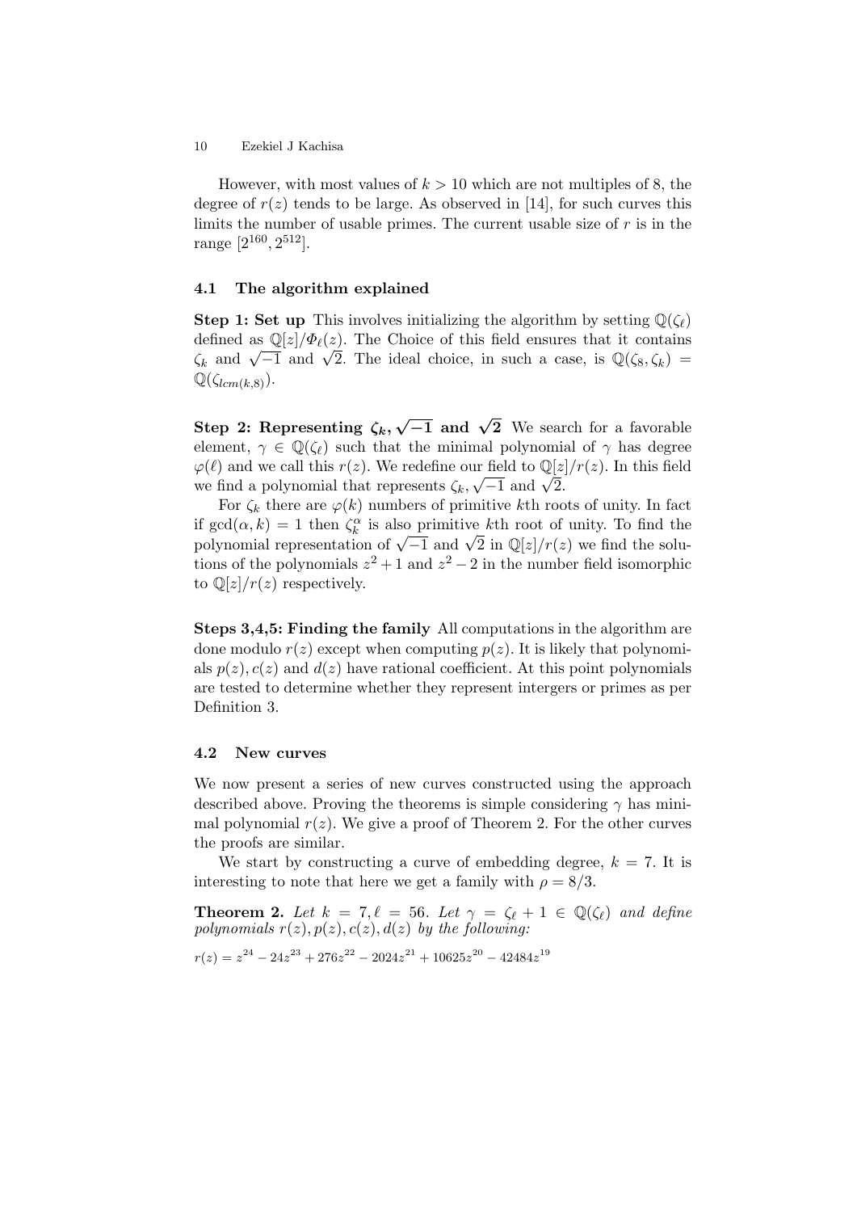However, with most values of $k > 10$ which are not multiples of 8, the degree of $r(z)$ tends to be large. As observed in [14], for such curves this limits the number of usable primes. The current usable size of $r$ is in the range $[2^{160}, 2^{512}]$.

### 4.1 The algorithm explained

**Step 1: Set up** This involves initializing the algorithm by setting $\mathbb{Q}(\zeta_\ell)$ defined as $\mathbb{Q}[z]/\Phi_\ell(z)$. The Choice of this field ensures that it contains $\zeta_k$ and $\sqrt{-1}$ and $\sqrt{2}$. The ideal choice, in such a case, is $\mathbb{Q}(\zeta_8, \zeta_k) = \mathbb{Q}(\zeta_{lcm(k,8)})$.

**Step 2: Representing $\zeta_k$, $\sqrt{-1}$ and $\sqrt{2}$** We search for a favorable element, $\gamma \in \mathbb{Q}(\zeta_\ell)$ such that the minimal polynomial of $\gamma$ has degree $\varphi(\ell)$ and we call this $r(z)$. We redefine our field to $\mathbb{Q}[z]/r(z)$. In this field we find a polynomial that represents $\zeta_k$, $\sqrt{-1}$ and $\sqrt{2}$.

For $\zeta_k$ there are $\varphi(k)$ numbers of primitive $k$th roots of unity. In fact if $\gcd(\alpha, k) = 1$ then $\zeta_k^\alpha$ is also primitive $k$th root of unity. To find the polynomial representation of $\sqrt{-1}$ and $\sqrt{2}$ in $\mathbb{Q}[z]/r(z)$ we find the solutions of the polynomials $z^2 + 1$ and $z^2 - 2$ in the number field isomorphic to $\mathbb{Q}[z]/r(z)$ respectively.

**Steps 3,4,5: Finding the family** All computations in the algorithm are done modulo $r(z)$ except when computing $p(z)$. It is likely that polynomials $p(z), c(z)$ and $d(z)$ have rational coefficient. At this point polynomials are tested to determine whether they represent intergers or primes as per Definition 3.

### 4.2 New curves

We now present a series of new curves constructed using the approach described above. Proving the theorems is simple considering $\gamma$ has minimal polynomial $r(z)$. We give a proof of Theorem 2. For the other curves the proofs are similar.

We start by constructing a curve of embedding degree, $k = 7$. It is interesting to note that here we get a family with $\rho = 8/3$.

**Theorem 2.** *Let $k = 7, \ell = 56$. Let $\gamma = \zeta_\ell + 1 \in \mathbb{Q}(\zeta_\ell)$ and define polynomials $r(z), p(z), c(z), d(z)$ by the following:*

$$r(z) = z^{24} - 24z^{23} + 276z^{22} - 2024z^{21} + 10625z^{20} - 42484z^{19}$$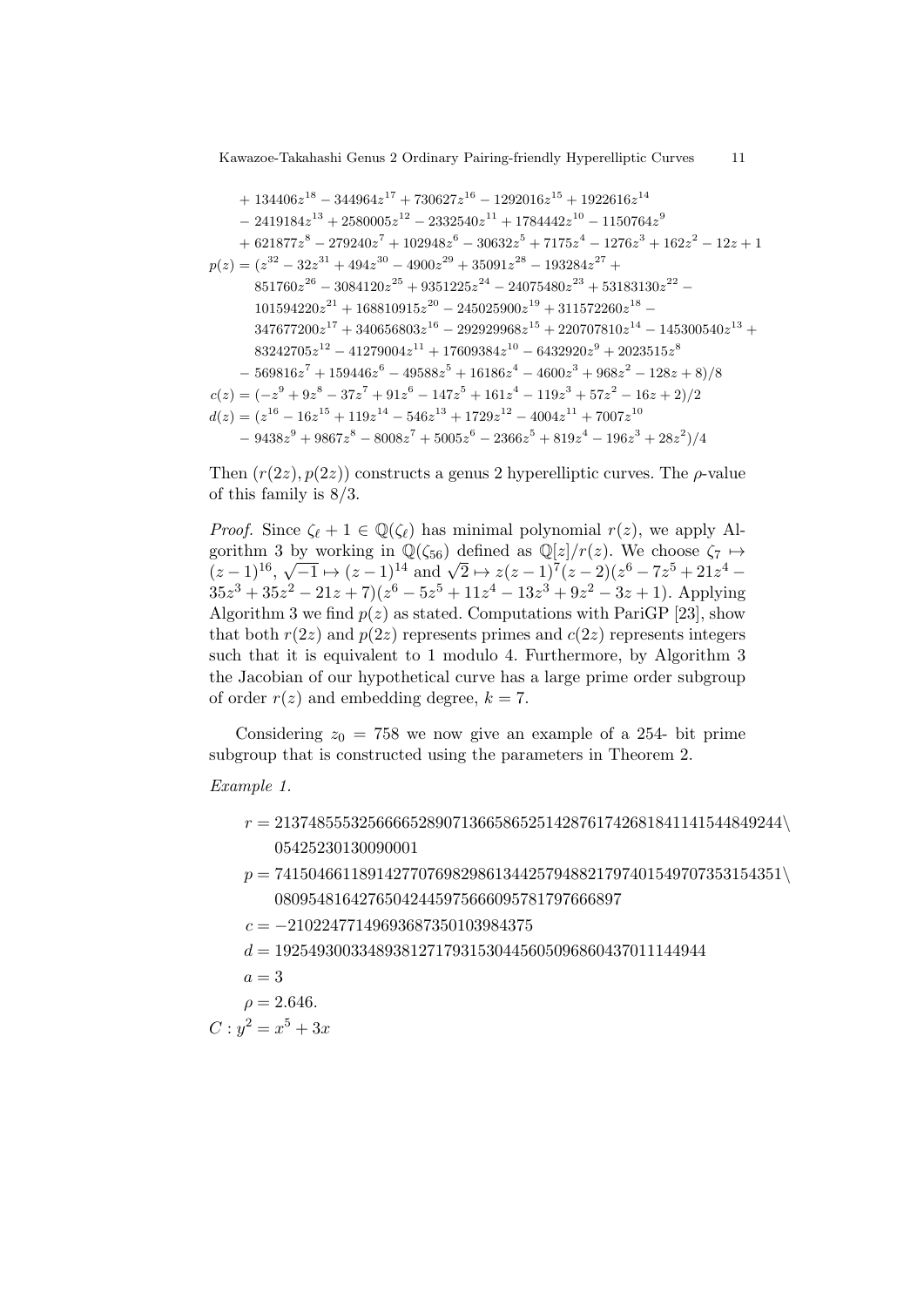$$+ 134406z^{18} - 344964z^{17} + 730627z^{16} - 1292016z^{15} + 1922616z^{14}$$
$$- 2419184z^{13} + 2580005z^{12} - 2332540z^{11} + 1784442z^{10} - 1150764z^{9}$$
$$+ 621877z^{8} - 279240z^{7} + 102948z^{6} - 30632z^{5} + 7175z^{4} - 1276z^{3} + 162z^{2} - 12z + 1$$

$$p(z) = (z^{32} - 32z^{31} + 494z^{30} - 4900z^{29} + 35091z^{28} - 193284z^{27} +$$
$$851760z^{26} - 3084120z^{25} + 9351225z^{24} - 24075480z^{23} + 53183130z^{22} -$$
$$101594220z^{21} + 168810915z^{20} - 245025900z^{19} + 311572260z^{18} -$$
$$347677200z^{17} + 340656803z^{16} - 292929968z^{15} + 220707810z^{14} - 145300540z^{13} +$$
$$83242705z^{12} - 41279004z^{11} + 17609384z^{10} - 6432920z^{9} + 2023515z^{8}$$
$$- 569816z^{7} + 159446z^{6} - 49588z^{5} + 16186z^{4} - 4600z^{3} + 968z^{2} - 128z + 8)/8$$

$$c(z) = (-z^{9} + 9z^{8} - 37z^{7} + 91z^{6} - 147z^{5} + 161z^{4} - 119z^{3} + 57z^{2} - 16z + 2)/2$$

$$d(z) = (z^{16} - 16z^{15} + 119z^{14} - 546z^{13} + 1729z^{12} - 4004z^{11} + 7007z^{10}$$
$$- 9438z^{9} + 9867z^{8} - 8008z^{7} + 5005z^{6} - 2366z^{5} + 819z^{4} - 196z^{3} + 28z^{2})/4$$

Then $(r(2z), p(2z))$ constructs a genus 2 hyperelliptic curves. The $\rho$-value of this family is $8/3$.

*Proof.* Since $\zeta_\ell + 1 \in \mathbb{Q}(\zeta_\ell)$ has minimal polynomial $r(z)$, we apply Algorithm 3 by working in $\mathbb{Q}(\zeta_{56})$ defined as $\mathbb{Q}[z]/r(z)$. We choose $\zeta_7 \mapsto (z-1)^{16}$, $\sqrt{-1} \mapsto (z-1)^{14}$ and $\sqrt{2} \mapsto z(z-1)^7(z-2)(z^6 - 7z^5 + 21z^4 - 35z^3 + 35z^2 - 21z + 7)(z^6 - 5z^5 + 11z^4 - 13z^3 + 9z^2 - 3z + 1)$. Applying Algorithm 3 we find $p(z)$ as stated. Computations with PariGP [23], show that both $r(2z)$ and $p(2z)$ represents primes and $c(2z)$ represents integers such that it is equivalent to 1 modulo 4. Furthermore, by Algorithm 3 the Jacobian of our hypothetical curve has a large prime order subgroup of order $r(z)$ and embedding degree, $k = 7$.

Considering $z_0 = 758$ we now give an example of a 254- bit prime subgroup that is constructed using the parameters in Theorem 2.

*Example 1.*

$r = 21374855532566665289071366586525142876174268184114154484924405425230130090001$

$p = 741504661189142770769829861344257948821797401549707353154351080954816427650424459756660957817976668​97$

$c = -210224771496936873501039843​75$

$d = 1925493003348938127179315304456050968604370111449​44$

$a = 3$

$\rho = 2.646.$

$C : y^2 = x^5 + 3x$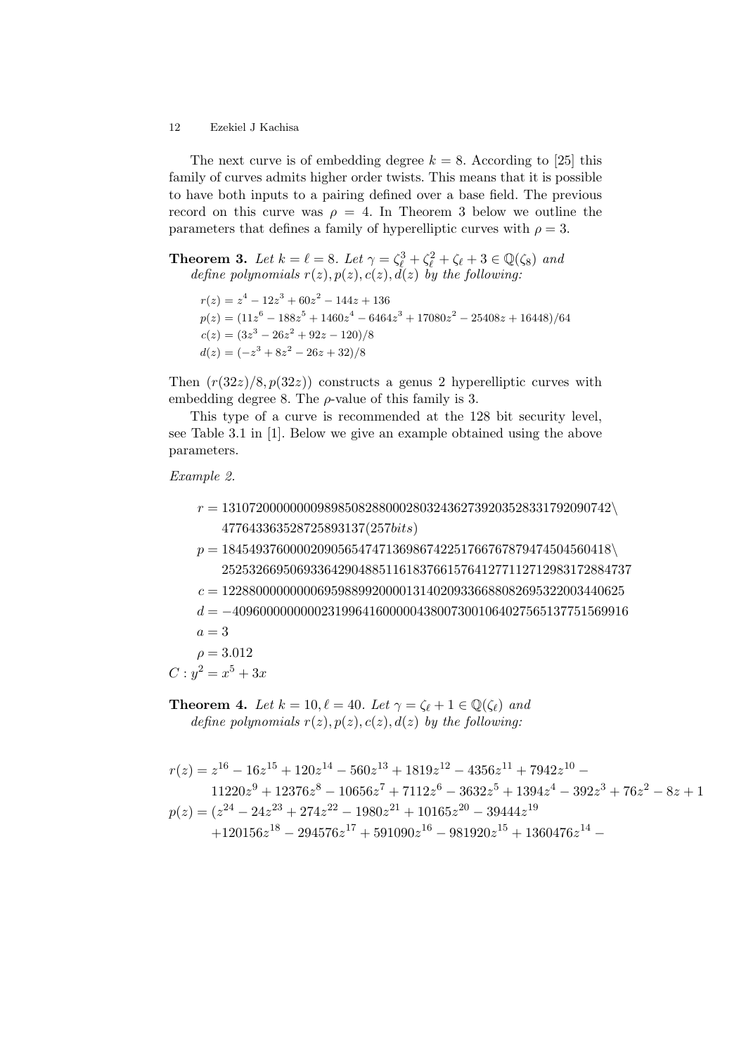The next curve is of embedding degree $k = 8$. According to [25] this family of curves admits higher order twists. This means that it is possible to have both inputs to a pairing defined over a base field. The previous record on this curve was $\rho = 4$. In Theorem 3 below we outline the parameters that defines a family of hyperelliptic curves with $\rho = 3$.

**Theorem 3.** *Let $k = \ell = 8$. Let $\gamma = \zeta_\ell^3 + \zeta_\ell^2 + \zeta_\ell + 3 \in \mathbb{Q}(\zeta_8)$ and define polynomials $r(z), p(z), c(z), d(z)$ by the following:*

$$r(z) = z^4 - 12z^3 + 60z^2 - 144z + 136$$
$$p(z) = (11z^6 - 188z^5 + 1460z^4 - 6464z^3 + 17080z^2 - 25408z + 16448)/64$$
$$c(z) = (3z^3 - 26z^2 + 92z - 120)/8$$
$$d(z) = (-z^3 + 8z^2 - 26z + 32)/8$$

Then $(r(32z)/8, p(32z))$ constructs a genus 2 hyperelliptic curves with embedding degree 8. The $\rho$-value of this family is 3.

This type of a curve is recommended at the 128 bit security level, see Table 3.1 in [1]. Below we give an example obtained using the above parameters.

*Example 2.*

$$r = 131072000000000989850828800028032436273920352833179209074\backslash$$
$$477643363528725893137 (257 bits)$$
$$p = 18454937600002090565474713698674225176676787947450456041 8\backslash$$
$$25253266950693364290488511618376615764127711271298317288473 7$$
$$c = 12288000000000695988992000013140209336688082695322003440625$$
$$d = -40960000000000231996416000004380073001064027565137751569916$$
$$a = 3$$
$$\rho = 3.012$$
$$C : y^2 = x^5 + 3x$$

**Theorem 4.** *Let $k = 10, \ell = 40$. Let $\gamma = \zeta_\ell + 1 \in \mathbb{Q}(\zeta_\ell)$ and define polynomials $r(z), p(z), c(z), d(z)$ by the following:*

$$r(z) = z^{16} - 16z^{15} + 120z^{14} - 560z^{13} + 1819z^{12} - 4356z^{11} + 7942z^{10} -$$
$$11220z^9 + 12376z^8 - 10656z^7 + 7112z^6 - 3632z^5 + 1394z^4 - 392z^3 + 76z^2 - 8z + 1$$
$$p(z) = (z^{24} - 24z^{23} + 274z^{22} - 1980z^{21} + 10165z^{20} - 39444z^{19}$$
$$+120156z^{18} - 294576z^{17} + 591090z^{16} - 981920z^{15} + 1360476z^{14} -$$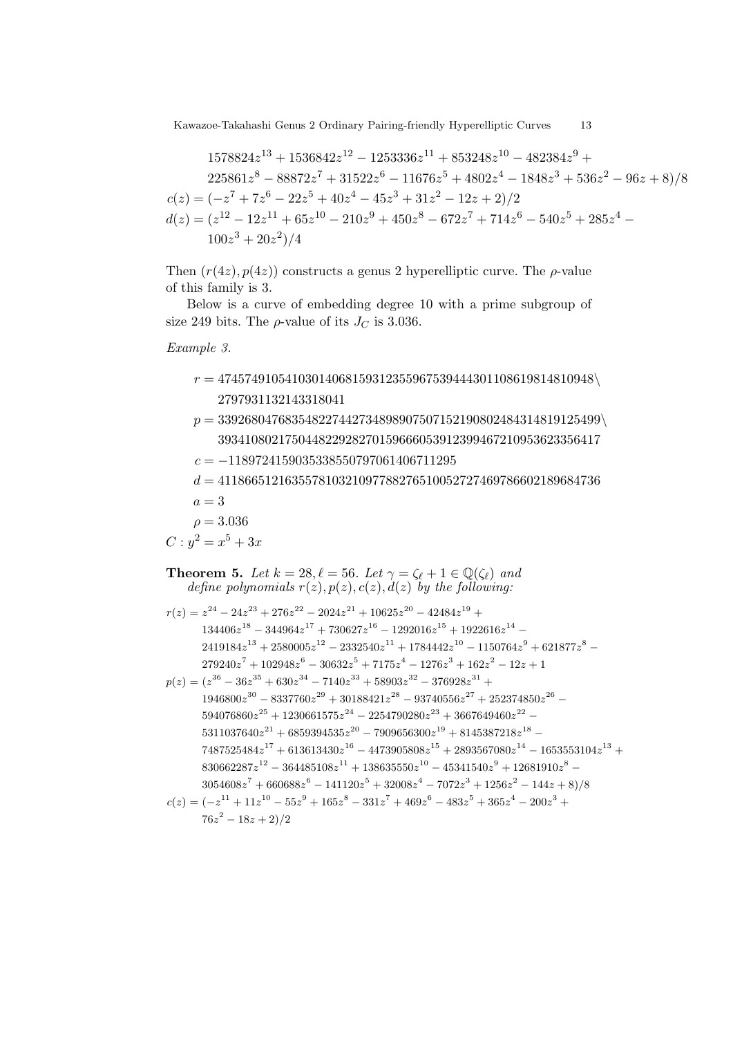$$1578824z^{13} + 1536842z^{12} - 1253336z^{11} + 853248z^{10} - 482384z^9 + 225861z^8 - 88872z^7 + 31522z^6 - 11676z^5 + 4802z^4 - 1848z^3 + 536z^2 - 96z + 8)/8$$

$$c(z) = (-z^7 + 7z^6 - 22z^5 + 40z^4 - 45z^3 + 31z^2 - 12z + 2)/2$$

$$d(z) = (z^{12} - 12z^{11} + 65z^{10} - 210z^9 + 450z^8 - 672z^7 + 714z^6 - 540z^5 + 285z^4 - 100z^3 + 20z^2)/4$$

Then $(r(4z), p(4z))$ constructs a genus 2 hyperelliptic curve. The $\rho$-value of this family is 3.

Below is a curve of embedding degree 10 with a prime subgroup of size 249 bits. The $\rho$-value of its $J_C$ is 3.036.

*Example 3.*

$$r = 474574910541030140681593123559675394443011086198148109482797931132143318041$$

$$p = 33926804768354822744273489890750715219080248431481912549939341080217504482292827015966605391239946721095362335 6417$$

$$c = -118972415903533855079706140671129 5$$

$$d = 41186651216355781032109778827651005272746978660218968473 6$$

$$a = 3$$

$$\rho = 3.036$$

$$C : y^2 = x^5 + 3x$$

**Theorem 5.** *Let $k = 28, \ell = 56$. Let $\gamma = \zeta_\ell + 1 \in \mathbb{Q}(\zeta_\ell)$ and define polynomials $r(z), p(z), c(z), d(z)$ by the following:*

$$r(z) = z^{24} - 24z^{23} + 276z^{22} - 2024z^{21} + 10625z^{20} - 42484z^{19} + 134406z^{18} - 344964z^{17} + 730627z^{16} - 1292016z^{15} + 1922616z^{14} - 2419184z^{13} + 2580005z^{12} - 2332540z^{11} + 1784442z^{10} - 1150764z^9 + 621877z^8 - 279240z^7 + 102948z^6 - 30632z^5 + 7175z^4 - 1276z^3 + 162z^2 - 12z + 1$$

$$p(z) = (z^{36} - 36z^{35} + 630z^{34} - 7140z^{33} + 58903z^{32} - 376928z^{31} + 1946800z^{30} - 8337760z^{29} + 30188421z^{28} - 93740556z^{27} + 252374850z^{26} - 594076860z^{25} + 1230661575z^{24} - 2254790280z^{23} + 3667649460z^{22} - 5311037640z^{21} + 6859394535z^{20} - 7909656300z^{19} + 8145387218z^{18} - 7487525484z^{17} + 6136134 30z^{16} - 4473905808z^{15} + 2893567080z^{14} - 1653553104z^{13} + 830662287z^{12} - 364485108z^{11} + 138635550z^{10} - 45341540z^9 + 12681910z^8 - 3054608z^7 + 660688z^6 - 141120z^5 + 32008z^4 - 7072z^3 + 1256z^2 - 144z + 8)/8$$

$$c(z) = (-z^{11} + 11z^{10} - 55z^9 + 165z^8 - 331z^7 + 469z^6 - 483z^5 + 365z^4 - 200z^3 + 76z^2 - 18z + 2)/2$$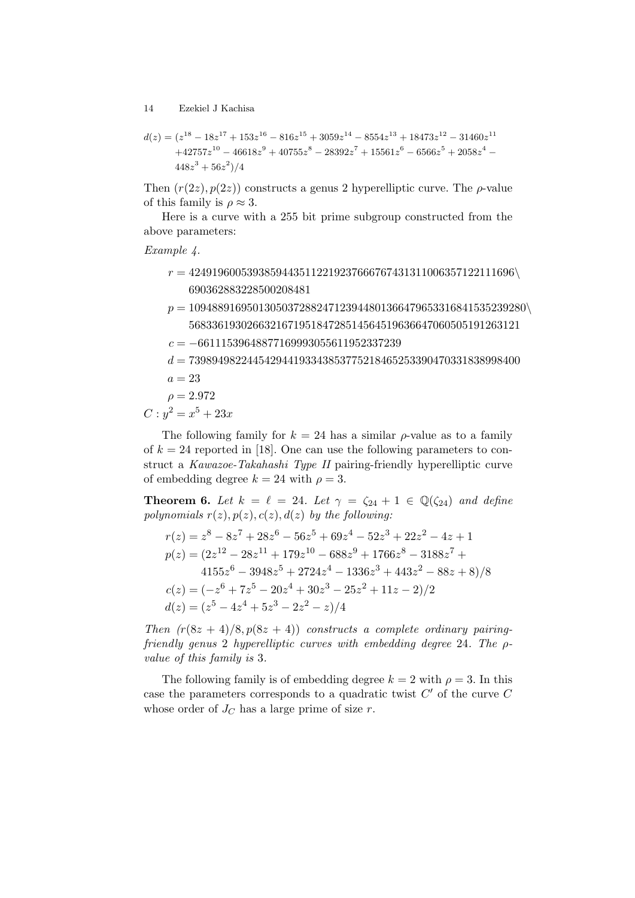$$
\begin{aligned}
d(z) = (&z^{18} - 18z^{17} + 153z^{16} - 816z^{15} + 3059z^{14} - 8554z^{13} + 18473z^{12} - 31460z^{11} \\
&+ 42757z^{10} - 46618z^{9} + 40755z^{8} - 28392z^{7} + 15561z^{6} - 6566z^{5} + 2058z^{4} - \\
&448z^{3} + 56z^{2})/4
\end{aligned}
$$

Then $(r(2z), p(2z))$ constructs a genus 2 hyperelliptic curve. The $\rho$-value of this family is $\rho \approx 3$.

Here is a curve with a 255 bit prime subgroup constructed from the above parameters:

*Example 4.*

$$
\begin{aligned}
r &= 4249196005393859443511221923766676743131100635712211169\backslash \\
&\quad 6690362883228500208481 \\
p &= 10948891695013050372882471239448013664796533168415352392 80\backslash \\
&\quad 5683361930266321671951847285145645196366470605051912631 21 \\
c &= -66111539648877169993055611952337239 \\
d &= 7398949822445429441933438537752184652533904703318389984 00 \\
a &= 23 \\
\rho &= 2.972
\end{aligned}
$$

$C : y^2 = x^5 + 23x$

The following family for $k = 24$ has a similar $\rho$-value as to a family of $k = 24$ reported in [18]. One can use the following parameters to construct a *Kawazoe-Takahashi Type II* pairing-friendly hyperelliptic curve of embedding degree $k = 24$ with $\rho = 3$.

**Theorem 6.** *Let $k = \ell = 24$. Let $\gamma = \zeta_{24} + 1 \in \mathbb{Q}(\zeta_{24})$ and define polynomials $r(z), p(z), c(z), d(z)$ by the following:*

$$
\begin{aligned}
r(z) &= z^8 - 8z^7 + 28z^6 - 56z^5 + 69z^4 - 52z^3 + 22z^2 - 4z + 1 \\
p(z) &= (2z^{12} - 28z^{11} + 179z^{10} - 688z^9 + 1766z^8 - 3188z^7 + \\
&\quad 4155z^6 - 3948z^5 + 2724z^4 - 1336z^3 + 443z^2 - 88z + 8)/8 \\
c(z) &= (-z^6 + 7z^5 - 20z^4 + 30z^3 - 25z^2 + 11z - 2)/2 \\
d(z) &= (z^5 - 4z^4 + 5z^3 - 2z^2 - z)/4
\end{aligned}
$$

*Then $(r(8z + 4)/8, p(8z + 4))$ constructs a complete ordinary pairing-friendly genus 2 hyperelliptic curves with embedding degree 24. The $\rho$-value of this family is 3.*

The following family is of embedding degree $k = 2$ with $\rho = 3$. In this case the parameters corresponds to a quadratic twist $C'$ of the curve $C$ whose order of $J_C$ has a large prime of size $r$.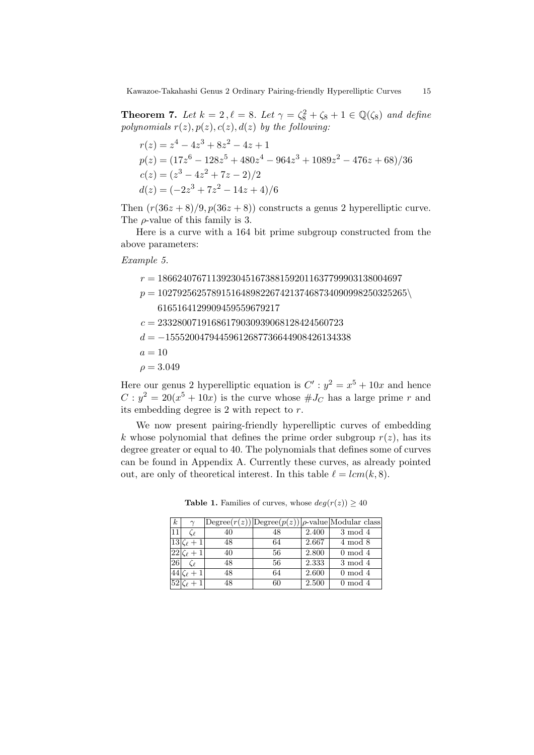**Theorem 7.** *Let $k = 2$, $\ell = 8$. Let $\gamma = \zeta_8^2 + \zeta_8 + 1 \in \mathbb{Q}(\zeta_8)$ and define polynomials $r(z), p(z), c(z), d(z)$ by the following:*

$$r(z) = z^4 - 4z^3 + 8z^2 - 4z + 1$$
$$p(z) = (17z^6 - 128z^5 + 480z^4 - 964z^3 + 1089z^2 - 476z + 68)/36$$
$$c(z) = (z^3 - 4z^2 + 7z - 2)/2$$
$$d(z) = (-2z^3 + 7z^2 - 14z + 4)/6$$

Then $(r(36z+8)/9, p(36z+8))$ constructs a genus 2 hyperelliptic curve. The $\rho$-value of this family is 3.

Here is a curve with a 164 bit prime subgroup constructed from the above parameters:

*Example 5.*

$$r = 18662407671139230451673881592011637799903138004697$$
$$p = 10279256257891516489822674213746873409099825032526\backslash$$
$$616516412990945955967921 7$$

$$c = 23328007191686179030939068128424560723$$
$$d = -15552004794459612687736644908426134338$$
$$a = 10$$
$$\rho = 3.049$$

Here our genus 2 hyperelliptic equation is $C' : y^2 = x^5 + 10x$ and hence $C : y^2 = 20(x^5 + 10x)$ is the curve whose $\#J_C$ has a large prime $r$ and its embedding degree is 2 with repect to $r$.

We now present pairing-friendly hyperelliptic curves of embedding $k$ whose polynomial that defines the prime order subgroup $r(z)$, has its degree greater or equal to 40. The polynomials that defines some of curves can be found in Appendix A. Currently these curves, as already pointed out, are only of theoretical interest. In this table $\ell = lcm(k, 8)$.

**Table 1.** Families of curves, whose $deg(r(z)) \geq 40$

| $k$ | $\gamma$ | Degree($r(z)$) | Degree($p(z)$) | $\rho$-value | Modular class |
|---|---|---|---|---|---|
| 11 | $\zeta_\ell$ | 40 | 48 | 2.400 | 3 mod 4 |
| 13 | $\zeta_\ell + 1$ | 48 | 64 | 2.667 | 4 mod 8 |
| 22 | $\zeta_\ell + 1$ | 40 | 56 | 2.800 | 0 mod 4 |
| 26 | $\zeta_\ell$ | 48 | 56 | 2.333 | 3 mod 4 |
| 44 | $\zeta_\ell + 1$ | 48 | 64 | 2.600 | 0 mod 4 |
| 52 | $\zeta_\ell + 1$ | 48 | 60 | 2.500 | 0 mod 4 |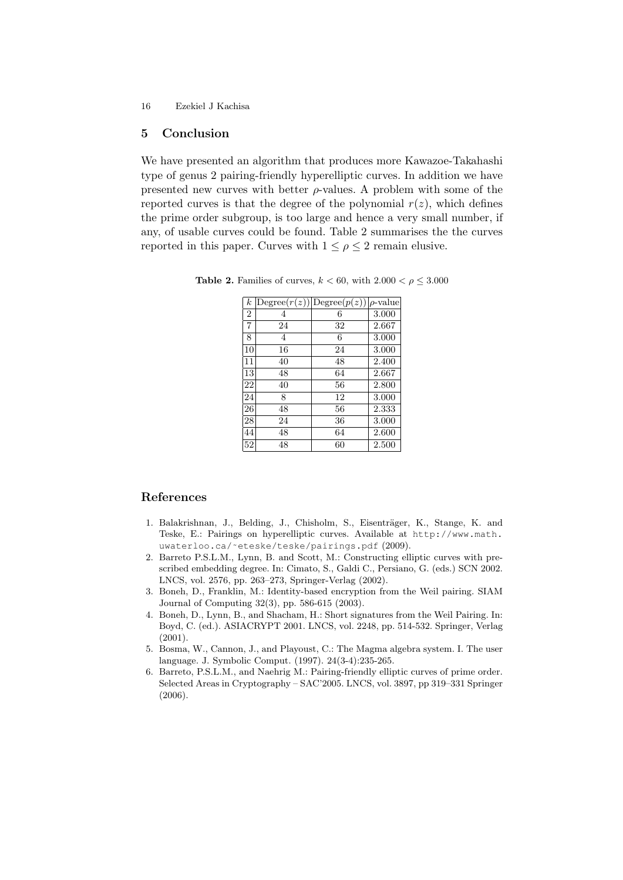## 5 Conclusion

We have presented an algorithm that produces more Kawazoe-Takahashi type of genus 2 pairing-friendly hyperelliptic curves. In addition we have presented new curves with better $\rho$-values. A problem with some of the reported curves is that the degree of the polynomial $r(z)$, which defines the prime order subgroup, is too large and hence a very small number, if any, of usable curves could be found. Table 2 summarises the the curves reported in this paper. Curves with $1 \leq \rho \leq 2$ remain elusive.

**Table 2.** Families of curves, $k < 60$, with $2.000 < \rho \leq 3.000$

| $k$ | Degree($r(z)$) | Degree($p(z)$) | $\rho$-value |
|---|---|---|---|
| 2 | 4 | 6 | 3.000 |
| 7 | 24 | 32 | 2.667 |
| 8 | 4 | 6 | 3.000 |
| 10 | 16 | 24 | 3.000 |
| 11 | 40 | 48 | 2.400 |
| 13 | 48 | 64 | 2.667 |
| 22 | 40 | 56 | 2.800 |
| 24 | 8 | 12 | 3.000 |
| 26 | 48 | 56 | 2.333 |
| 28 | 24 | 36 | 3.000 |
| 44 | 48 | 64 | 2.600 |
| 52 | 48 | 60 | 2.500 |

## References

1. Balakrishnan, J., Belding, J., Chisholm, S., Eisenträger, K., Stange, K. and Teske, E.: Pairings on hyperelliptic curves. Available at http://www.math.uwaterloo.ca/~eteske/teske/pairings.pdf (2009).
2. Barreto P.S.L.M., Lynn, B. and Scott, M.: Constructing elliptic curves with prescribed embedding degree. In: Cimato, S., Galdi C., Persiano, G. (eds.) SCN 2002. LNCS, vol. 2576, pp. 263–273, Springer-Verlag (2002).
3. Boneh, D., Franklin, M.: Identity-based encryption from the Weil pairing. SIAM Journal of Computing 32(3), pp. 586-615 (2003).
4. Boneh, D., Lynn, B., and Shacham, H.: Short signatures from the Weil Pairing. In: Boyd, C. (ed.). ASIACRYPT 2001. LNCS, vol. 2248, pp. 514-532. Springer, Verlag (2001).
5. Bosma, W., Cannon, J., and Playoust, C.: The Magma algebra system. I. The user language. J. Symbolic Comput. (1997). 24(3-4):235-265.
6. Barreto, P.S.L.M., and Naehrig M.: Pairing-friendly elliptic curves of prime order. Selected Areas in Cryptography – SAC'2005. LNCS, vol. 3897, pp 319–331 Springer (2006).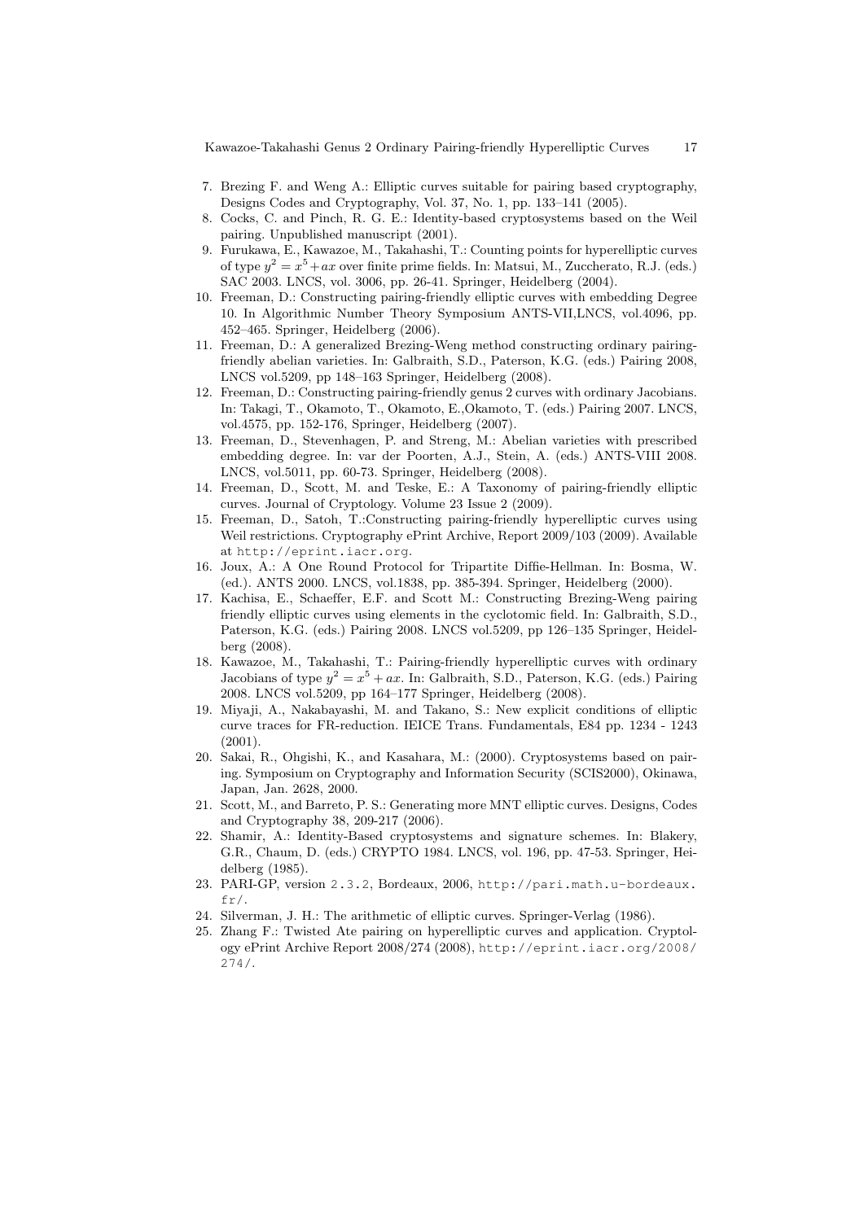7. Brezing F. and Weng A.: Elliptic curves suitable for pairing based cryptography, Designs Codes and Cryptography, Vol. 37, No. 1, pp. 133–141 (2005).
8. Cocks, C. and Pinch, R. G. E.: Identity-based cryptosystems based on the Weil pairing. Unpublished manuscript (2001).
9. Furukawa, E., Kawazoe, M., Takahashi, T.: Counting points for hyperelliptic curves of type $y^2 = x^5 + ax$ over finite prime fields. In: Matsui, M., Zuccherato, R.J. (eds.) SAC 2003. LNCS, vol. 3006, pp. 26-41. Springer, Heidelberg (2004).
10. Freeman, D.: Constructing pairing-friendly elliptic curves with embedding Degree 10. In Algorithmic Number Theory Symposium ANTS-VII,LNCS, vol.4096, pp. 452–465. Springer, Heidelberg (2006).
11. Freeman, D.: A generalized Brezing-Weng method constructing ordinary pairing-friendly abelian varieties. In: Galbraith, S.D., Paterson, K.G. (eds.) Pairing 2008, LNCS vol.5209, pp 148–163 Springer, Heidelberg (2008).
12. Freeman, D.: Constructing pairing-friendly genus 2 curves with ordinary Jacobians. In: Takagi, T., Okamoto, T., Okamoto, E.,Okamoto, T. (eds.) Pairing 2007. LNCS, vol.4575, pp. 152-176, Springer, Heidelberg (2007).
13. Freeman, D., Stevenhagen, P. and Streng, M.: Abelian varieties with prescribed embedding degree. In: var der Poorten, A.J., Stein, A. (eds.) ANTS-VIII 2008. LNCS, vol.5011, pp. 60-73. Springer, Heidelberg (2008).
14. Freeman, D., Scott, M. and Teske, E.: A Taxonomy of pairing-friendly elliptic curves. Journal of Cryptology. Volume 23 Issue 2 (2009).
15. Freeman, D., Satoh, T.:Constructing pairing-friendly hyperelliptic curves using Weil restrictions. Cryptography ePrint Archive, Report 2009/103 (2009). Available at http://eprint.iacr.org.
16. Joux, A.: A One Round Protocol for Tripartite Diffie-Hellman. In: Bosma, W. (ed.). ANTS 2000. LNCS, vol.1838, pp. 385-394. Springer, Heidelberg (2000).
17. Kachisa, E., Schaeffer, E.F. and Scott M.: Constructing Brezing-Weng pairing friendly elliptic curves using elements in the cyclotomic field. In: Galbraith, S.D., Paterson, K.G. (eds.) Pairing 2008. LNCS vol.5209, pp 126–135 Springer, Heidelberg (2008).
18. Kawazoe, M., Takahashi, T.: Pairing-friendly hyperelliptic curves with ordinary Jacobians of type $y^2 = x^5 + ax$. In: Galbraith, S.D., Paterson, K.G. (eds.) Pairing 2008. LNCS vol.5209, pp 164–177 Springer, Heidelberg (2008).
19. Miyaji, A., Nakabayashi, M. and Takano, S.: New explicit conditions of elliptic curve traces for FR-reduction. IEICE Trans. Fundamentals, E84 pp. 1234 - 1243 (2001).
20. Sakai, R., Ohgishi, K., and Kasahara, M.: (2000). Cryptosystems based on pairing. Symposium on Cryptography and Information Security (SCIS2000), Okinawa, Japan, Jan. 2628, 2000.
21. Scott, M., and Barreto, P. S.: Generating more MNT elliptic curves. Designs, Codes and Cryptography 38, 209-217 (2006).
22. Shamir, A.: Identity-Based cryptosystems and signature schemes. In: Blakery, G.R., Chaum, D. (eds.) CRYPTO 1984. LNCS, vol. 196, pp. 47-53. Springer, Heidelberg (1985).
23. PARI-GP, version 2.3.2, Bordeaux, 2006, http://pari.math.u-bordeaux.fr/.
24. Silverman, J. H.: The arithmetic of elliptic curves. Springer-Verlag (1986).
25. Zhang F.: Twisted Ate pairing on hyperelliptic curves and application. Cryptology ePrint Archive Report 2008/274 (2008), http://eprint.iacr.org/2008/274/.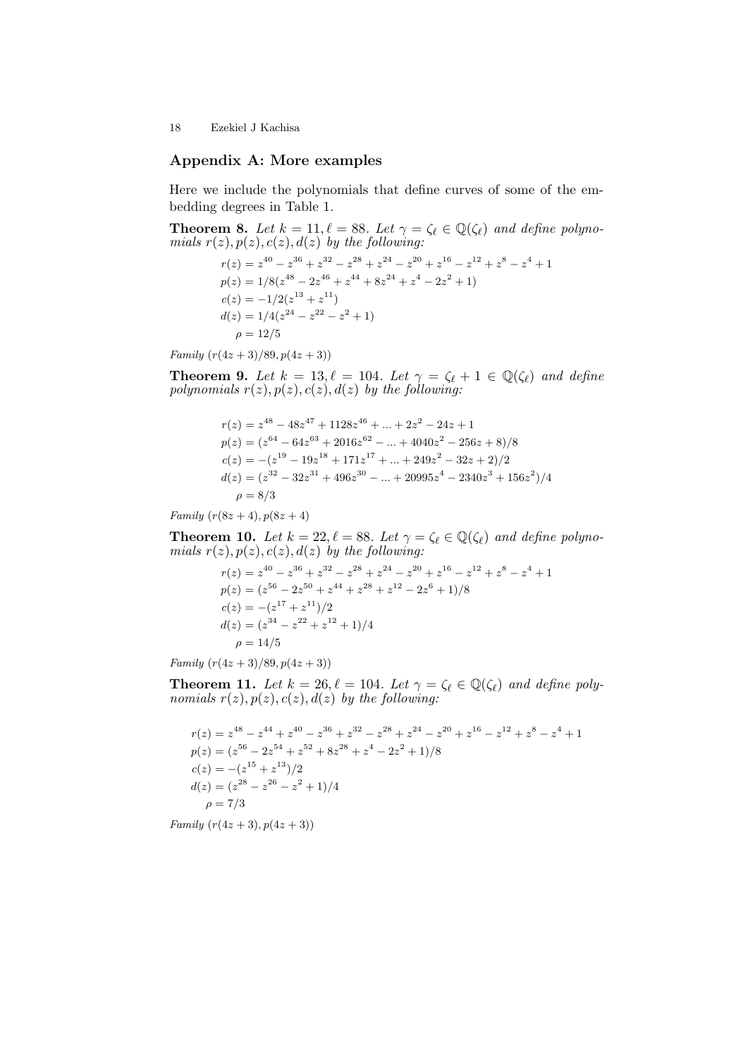## Appendix A: More examples

Here we include the polynomials that define curves of some of the embedding degrees in Table 1.

**Theorem 8.** *Let $k = 11, \ell = 88$. Let $\gamma = \zeta_\ell \in \mathbb{Q}(\zeta_\ell)$ and define polynomials $r(z), p(z), c(z), d(z)$ by the following:*

$$
\begin{aligned}
r(z) &= z^{40} - z^{36} + z^{32} - z^{28} + z^{24} - z^{20} + z^{16} - z^{12} + z^{8} - z^{4} + 1 \\
p(z) &= 1/8(z^{48} - 2z^{46} + z^{44} + 8z^{24} + z^{4} - 2z^{2} + 1) \\
c(z) &= -1/2(z^{13} + z^{11}) \\
d(z) &= 1/4(z^{24} - z^{22} - z^{2} + 1) \\
\rho &= 12/5
\end{aligned}
$$

*Family* $(r(4z+3)/89, p(4z+3))$

**Theorem 9.** *Let $k = 13, \ell = 104$. Let $\gamma = \zeta_\ell + 1 \in \mathbb{Q}(\zeta_\ell)$ and define polynomials $r(z), p(z), c(z), d(z)$ by the following:*

$$
\begin{aligned}
r(z) &= z^{48} - 48z^{47} + 1128z^{46} + ... + 2z^{2} - 24z + 1 \\
p(z) &= (z^{64} - 64z^{63} + 2016z^{62} - ... + 4040z^{2} - 256z + 8)/8 \\
c(z) &= -(z^{19} - 19z^{18} + 171z^{17} + ... + 249z^{2} - 32z + 2)/2 \\
d(z) &= (z^{32} - 32z^{31} + 496z^{30} - ... + 20995z^{4} - 2340z^{3} + 156z^{2})/4 \\
\rho &= 8/3
\end{aligned}
$$

*Family* $(r(8z+4), p(8z+4)$

**Theorem 10.** *Let $k = 22, \ell = 88$. Let $\gamma = \zeta_\ell \in \mathbb{Q}(\zeta_\ell)$ and define polynomials $r(z), p(z), c(z), d(z)$ by the following:*

$$
\begin{aligned}
r(z) &= z^{40} - z^{36} + z^{32} - z^{28} + z^{24} - z^{20} + z^{16} - z^{12} + z^{8} - z^{4} + 1 \\
p(z) &= (z^{56} - 2z^{50} + z^{44} + z^{28} + z^{12} - 2z^{6} + 1)/8 \\
c(z) &= -(z^{17} + z^{11})/2 \\
d(z) &= (z^{34} - z^{22} + z^{12} + 1)/4 \\
\rho &= 14/5
\end{aligned}
$$

*Family* $(r(4z+3)/89, p(4z+3))$

**Theorem 11.** *Let $k = 26, \ell = 104$. Let $\gamma = \zeta_\ell \in \mathbb{Q}(\zeta_\ell)$ and define polynomials $r(z), p(z), c(z), d(z)$ by the following:*

$$
\begin{aligned}
r(z) &= z^{48} - z^{44} + z^{40} - z^{36} + z^{32} - z^{28} + z^{24} - z^{20} + z^{16} - z^{12} + z^{8} - z^{4} + 1 \\
p(z) &= (z^{56} - 2z^{54} + z^{52} + 8z^{28} + z^{4} - 2z^{2} + 1)/8 \\
c(z) &= -(z^{15} + z^{13})/2 \\
d(z) &= (z^{28} - z^{26} - z^{2} + 1)/4 \\
\rho &= 7/3
\end{aligned}
$$

*Family* $(r(4z+3), p(4z+3))$